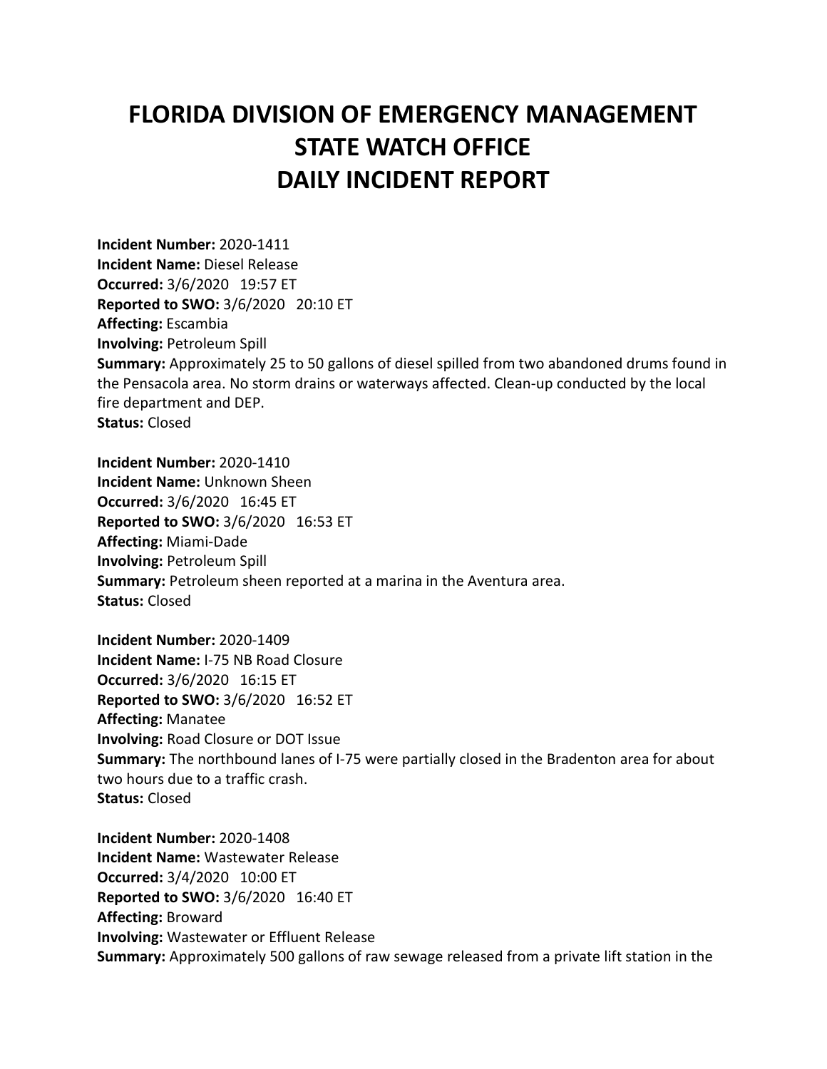# FLORIDA DIVISION OF EMERGENCY MANAGEMENT
# STATE WATCH OFFICE
# DAILY INCIDENT REPORT

**Incident Number:** 2020-1411
**Incident Name:** Diesel Release
**Occurred:** 3/6/2020 19:57 ET
**Reported to SWO:** 3/6/2020 20:10 ET
**Affecting:** Escambia
**Involving:** Petroleum Spill
**Summary:** Approximately 25 to 50 gallons of diesel spilled from two abandoned drums found in the Pensacola area. No storm drains or waterways affected. Clean-up conducted by the local fire department and DEP.
**Status:** Closed

**Incident Number:** 2020-1410
**Incident Name:** Unknown Sheen
**Occurred:** 3/6/2020 16:45 ET
**Reported to SWO:** 3/6/2020 16:53 ET
**Affecting:** Miami-Dade
**Involving:** Petroleum Spill
**Summary:** Petroleum sheen reported at a marina in the Aventura area.
**Status:** Closed

**Incident Number:** 2020-1409
**Incident Name:** I-75 NB Road Closure
**Occurred:** 3/6/2020 16:15 ET
**Reported to SWO:** 3/6/2020 16:52 ET
**Affecting:** Manatee
**Involving:** Road Closure or DOT Issue
**Summary:** The northbound lanes of I-75 were partially closed in the Bradenton area for about two hours due to a traffic crash.
**Status:** Closed

**Incident Number:** 2020-1408
**Incident Name:** Wastewater Release
**Occurred:** 3/4/2020 10:00 ET
**Reported to SWO:** 3/6/2020 16:40 ET
**Affecting:** Broward
**Involving:** Wastewater or Effluent Release
**Summary:** Approximately 500 gallons of raw sewage released from a private lift station in the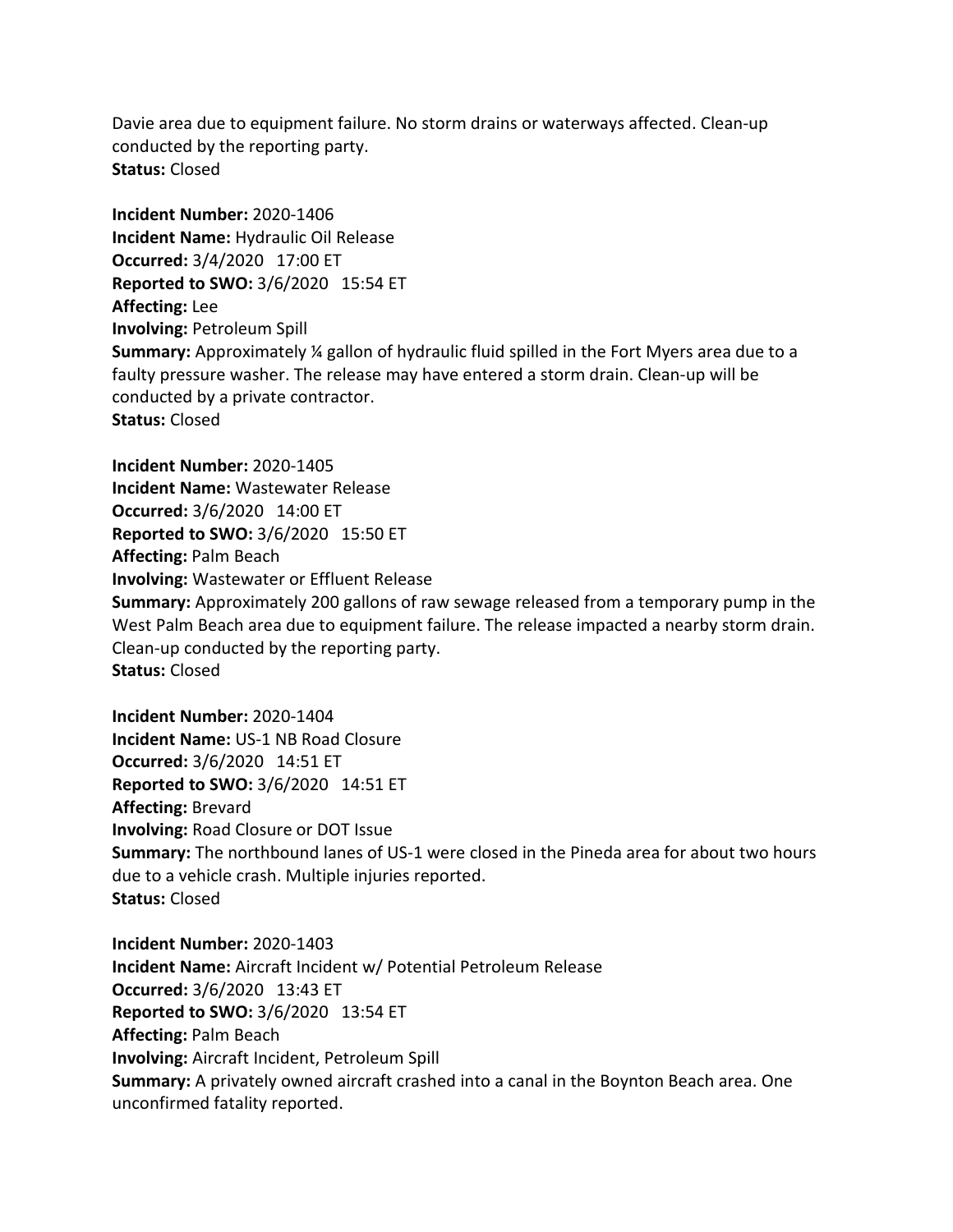Davie area due to equipment failure. No storm drains or waterways affected. Clean-up conducted by the reporting party.
**Status:** Closed

**Incident Number:** 2020-1406
**Incident Name:** Hydraulic Oil Release
**Occurred:** 3/4/2020 17:00 ET
**Reported to SWO:** 3/6/2020 15:54 ET
**Affecting:** Lee
**Involving:** Petroleum Spill
**Summary:** Approximately ¼ gallon of hydraulic fluid spilled in the Fort Myers area due to a faulty pressure washer. The release may have entered a storm drain. Clean-up will be conducted by a private contractor.
**Status:** Closed

**Incident Number:** 2020-1405
**Incident Name:** Wastewater Release
**Occurred:** 3/6/2020 14:00 ET
**Reported to SWO:** 3/6/2020 15:50 ET
**Affecting:** Palm Beach
**Involving:** Wastewater or Effluent Release
**Summary:** Approximately 200 gallons of raw sewage released from a temporary pump in the West Palm Beach area due to equipment failure. The release impacted a nearby storm drain. Clean-up conducted by the reporting party.
**Status:** Closed

**Incident Number:** 2020-1404
**Incident Name:** US-1 NB Road Closure
**Occurred:** 3/6/2020 14:51 ET
**Reported to SWO:** 3/6/2020 14:51 ET
**Affecting:** Brevard
**Involving:** Road Closure or DOT Issue
**Summary:** The northbound lanes of US-1 were closed in the Pineda area for about two hours due to a vehicle crash. Multiple injuries reported.
**Status:** Closed

**Incident Number:** 2020-1403
**Incident Name:** Aircraft Incident w/ Potential Petroleum Release
**Occurred:** 3/6/2020 13:43 ET
**Reported to SWO:** 3/6/2020 13:54 ET
**Affecting:** Palm Beach
**Involving:** Aircraft Incident, Petroleum Spill
**Summary:** A privately owned aircraft crashed into a canal in the Boynton Beach area. One unconfirmed fatality reported.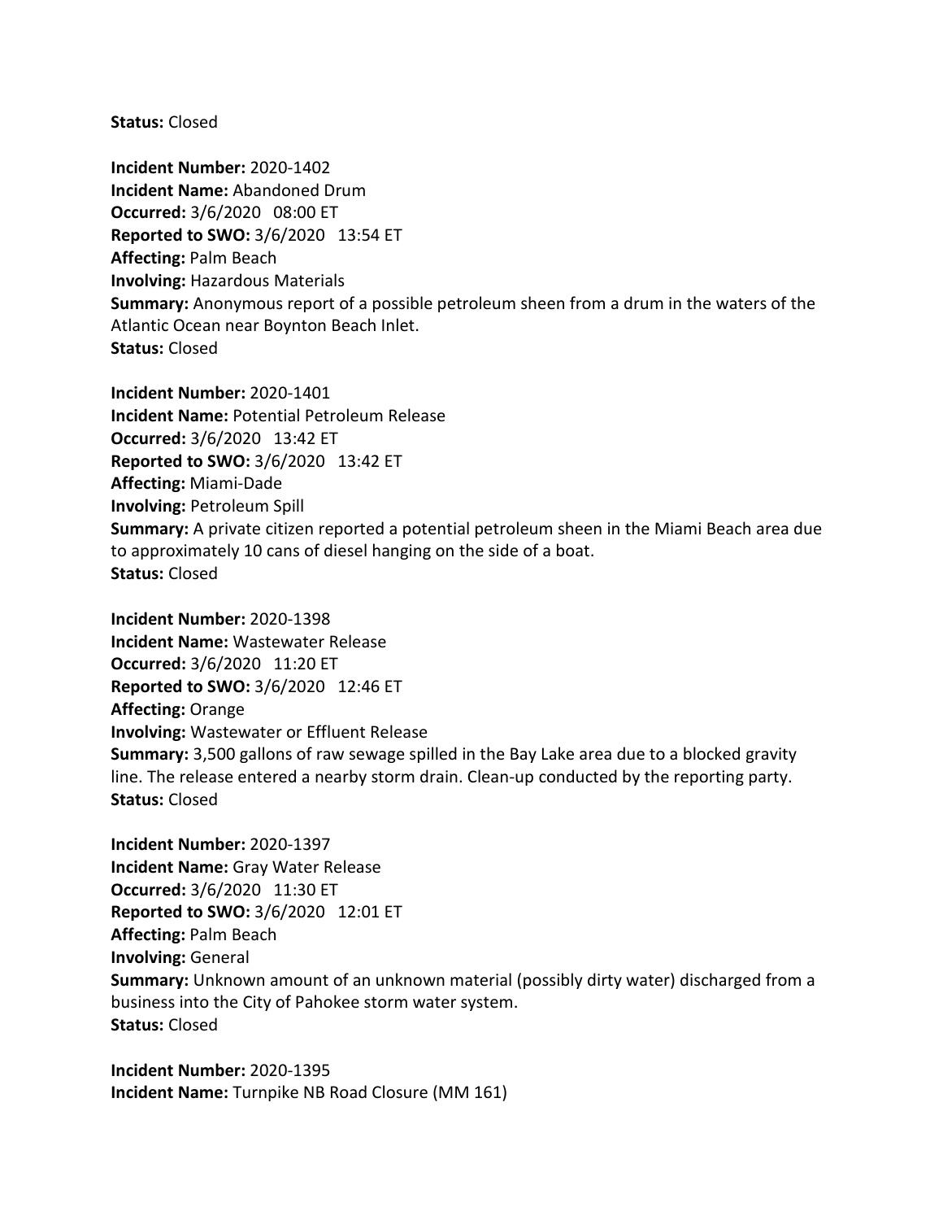**Status:** Closed

**Incident Number:** 2020-1402
**Incident Name:** Abandoned Drum
**Occurred:** 3/6/2020 08:00 ET
**Reported to SWO:** 3/6/2020 13:54 ET
**Affecting:** Palm Beach
**Involving:** Hazardous Materials
**Summary:** Anonymous report of a possible petroleum sheen from a drum in the waters of the Atlantic Ocean near Boynton Beach Inlet.
**Status:** Closed

**Incident Number:** 2020-1401
**Incident Name:** Potential Petroleum Release
**Occurred:** 3/6/2020 13:42 ET
**Reported to SWO:** 3/6/2020 13:42 ET
**Affecting:** Miami-Dade
**Involving:** Petroleum Spill
**Summary:** A private citizen reported a potential petroleum sheen in the Miami Beach area due to approximately 10 cans of diesel hanging on the side of a boat.
**Status:** Closed

**Incident Number:** 2020-1398
**Incident Name:** Wastewater Release
**Occurred:** 3/6/2020 11:20 ET
**Reported to SWO:** 3/6/2020 12:46 ET
**Affecting:** Orange
**Involving:** Wastewater or Effluent Release
**Summary:** 3,500 gallons of raw sewage spilled in the Bay Lake area due to a blocked gravity line. The release entered a nearby storm drain. Clean-up conducted by the reporting party.
**Status:** Closed

**Incident Number:** 2020-1397
**Incident Name:** Gray Water Release
**Occurred:** 3/6/2020 11:30 ET
**Reported to SWO:** 3/6/2020 12:01 ET
**Affecting:** Palm Beach
**Involving:** General
**Summary:** Unknown amount of an unknown material (possibly dirty water) discharged from a business into the City of Pahokee storm water system.
**Status:** Closed

**Incident Number:** 2020-1395
**Incident Name:** Turnpike NB Road Closure (MM 161)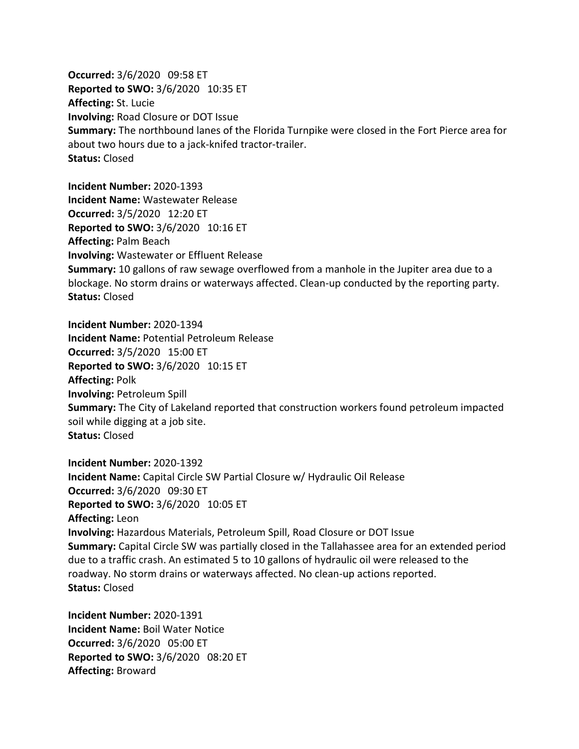**Occurred:** 3/6/2020 09:58 ET
**Reported to SWO:** 3/6/2020 10:35 ET
**Affecting:** St. Lucie
**Involving:** Road Closure or DOT Issue
**Summary:** The northbound lanes of the Florida Turnpike were closed in the Fort Pierce area for about two hours due to a jack-knifed tractor-trailer.
**Status:** Closed

**Incident Number:** 2020-1393
**Incident Name:** Wastewater Release
**Occurred:** 3/5/2020 12:20 ET
**Reported to SWO:** 3/6/2020 10:16 ET
**Affecting:** Palm Beach
**Involving:** Wastewater or Effluent Release
**Summary:** 10 gallons of raw sewage overflowed from a manhole in the Jupiter area due to a blockage. No storm drains or waterways affected. Clean-up conducted by the reporting party.
**Status:** Closed

**Incident Number:** 2020-1394
**Incident Name:** Potential Petroleum Release
**Occurred:** 3/5/2020 15:00 ET
**Reported to SWO:** 3/6/2020 10:15 ET
**Affecting:** Polk
**Involving:** Petroleum Spill
**Summary:** The City of Lakeland reported that construction workers found petroleum impacted soil while digging at a job site.
**Status:** Closed

**Incident Number:** 2020-1392
**Incident Name:** Capital Circle SW Partial Closure w/ Hydraulic Oil Release
**Occurred:** 3/6/2020 09:30 ET
**Reported to SWO:** 3/6/2020 10:05 ET
**Affecting:** Leon
**Involving:** Hazardous Materials, Petroleum Spill, Road Closure or DOT Issue
**Summary:** Capital Circle SW was partially closed in the Tallahassee area for an extended period due to a traffic crash. An estimated 5 to 10 gallons of hydraulic oil were released to the roadway. No storm drains or waterways affected. No clean-up actions reported.
**Status:** Closed

**Incident Number:** 2020-1391
**Incident Name:** Boil Water Notice
**Occurred:** 3/6/2020 05:00 ET
**Reported to SWO:** 3/6/2020 08:20 ET
**Affecting:** Broward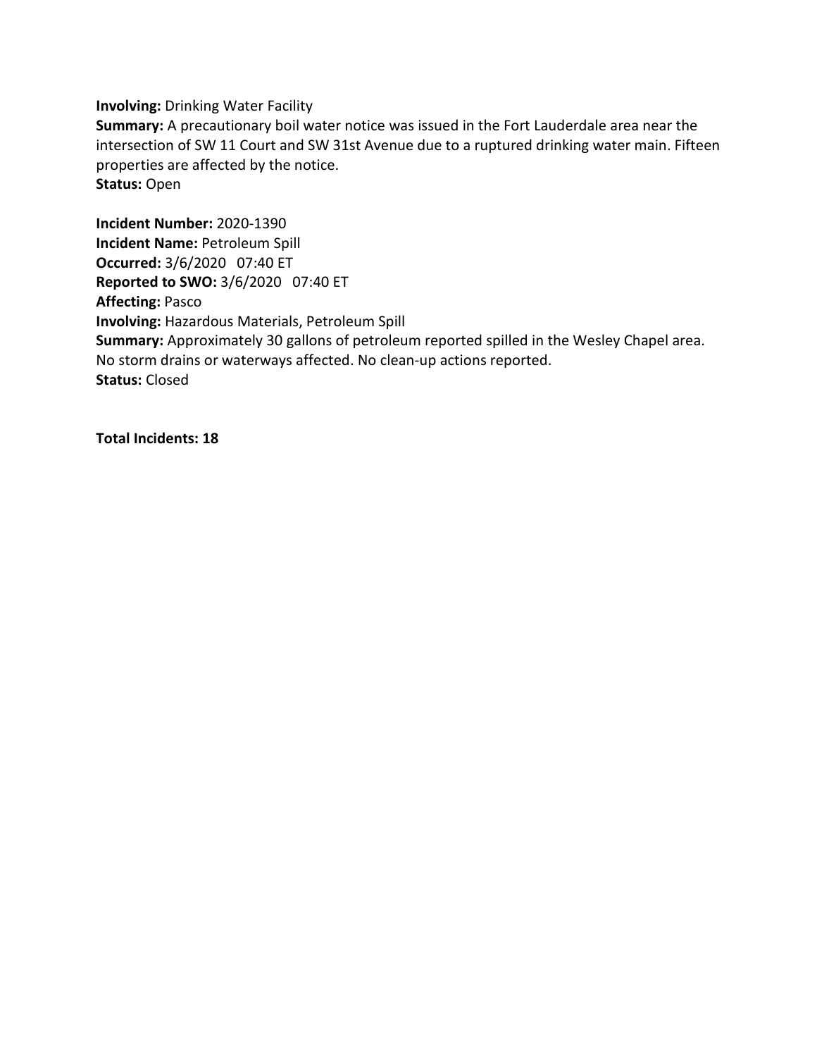**Involving:** Drinking Water Facility
**Summary:** A precautionary boil water notice was issued in the Fort Lauderdale area near the intersection of SW 11 Court and SW 31st Avenue due to a ruptured drinking water main. Fifteen properties are affected by the notice.
**Status:** Open

**Incident Number:** 2020-1390
**Incident Name:** Petroleum Spill
**Occurred:** 3/6/2020 07:40 ET
**Reported to SWO:** 3/6/2020 07:40 ET
**Affecting:** Pasco
**Involving:** Hazardous Materials, Petroleum Spill
**Summary:** Approximately 30 gallons of petroleum reported spilled in the Wesley Chapel area. No storm drains or waterways affected. No clean-up actions reported.
**Status:** Closed

**Total Incidents: 18**